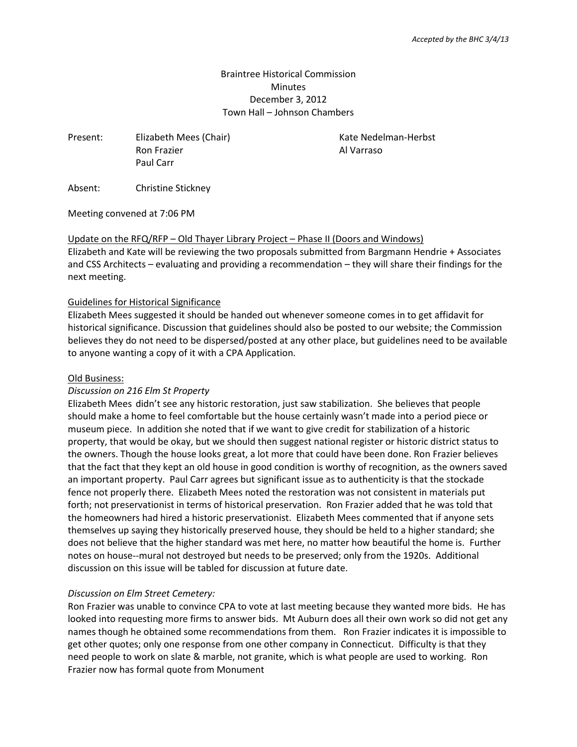*Accepted by the BHC 3/4/13*

Braintree Historical Commission
Minutes
December 3, 2012
Town Hall – Johnson Chambers

Present: Elizabeth Mees (Chair), Ron Frazier, Paul Carr, Kate Nedelman-Herbst, Al Varraso

Absent: Christine Stickney

Meeting convened at 7:06 PM

<u>Update on the RFQ/RFP – Old Thayer Library Project – Phase II (Doors and Windows)</u>
Elizabeth and Kate will be reviewing the two proposals submitted from Bargmann Hendrie + Associates and CSS Architects – evaluating and providing a recommendation – they will share their findings for the next meeting.

<u>Guidelines for Historical Significance</u>
Elizabeth Mees suggested it should be handed out whenever someone comes in to get affidavit for historical significance. Discussion that guidelines should also be posted to our website; the Commission believes they do not need to be dispersed/posted at any other place, but guidelines need to be available to anyone wanting a copy of it with a CPA Application.

<u>Old Business:</u>

*Discussion on 216 Elm St Property*
Elizabeth Mees didn't see any historic restoration, just saw stabilization. She believes that people should make a home to feel comfortable but the house certainly wasn't made into a period piece or museum piece. In addition she noted that if we want to give credit for stabilization of a historic property, that would be okay, but we should then suggest national register or historic district status to the owners. Though the house looks great, a lot more that could have been done. Ron Frazier believes that the fact that they kept an old house in good condition is worthy of recognition, as the owners saved an important property. Paul Carr agrees but significant issue as to authenticity is that the stockade fence not properly there. Elizabeth Mees noted the restoration was not consistent in materials put forth; not preservationist in terms of historical preservation. Ron Frazier added that he was told that the homeowners had hired a historic preservationist. Elizabeth Mees commented that if anyone sets themselves up saying they historically preserved house, they should be held to a higher standard; she does not believe that the higher standard was met here, no matter how beautiful the home is. Further notes on house--mural not destroyed but needs to be preserved; only from the 1920s. Additional discussion on this issue will be tabled for discussion at future date.

*Discussion on Elm Street Cemetery:*
Ron Frazier was unable to convince CPA to vote at last meeting because they wanted more bids. He has looked into requesting more firms to answer bids. Mt Auburn does all their own work so did not get any names though he obtained some recommendations from them. Ron Frazier indicates it is impossible to get other quotes; only one response from one other company in Connecticut. Difficulty is that they need people to work on slate & marble, not granite, which is what people are used to working. Ron Frazier now has formal quote from Monument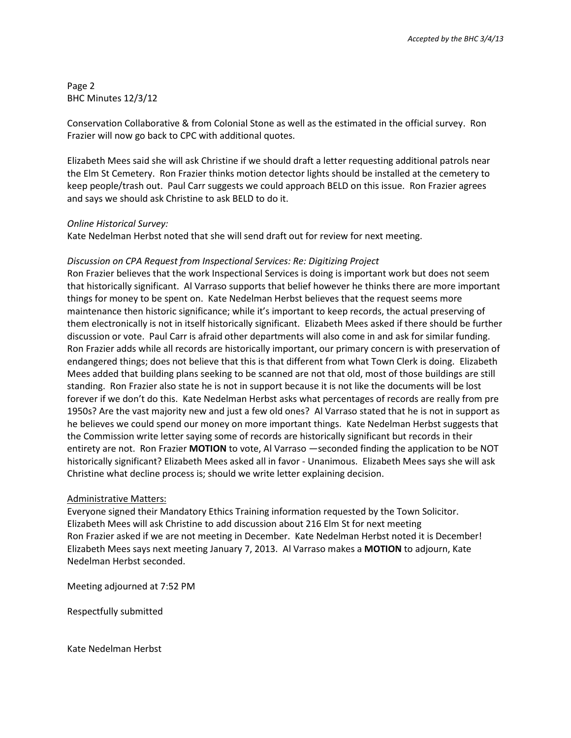Conservation Collaborative & from Colonial Stone as well as the estimated in the official survey. Ron Frazier will now go back to CPC with additional quotes.

Elizabeth Mees said she will ask Christine if we should draft a letter requesting additional patrols near the Elm St Cemetery. Ron Frazier thinks motion detector lights should be installed at the cemetery to keep people/trash out. Paul Carr suggests we could approach BELD on this issue. Ron Frazier agrees and says we should ask Christine to ask BELD to do it.

*Online Historical Survey:*
Kate Nedelman Herbst noted that she will send draft out for review for next meeting.

*Discussion on CPA Request from Inspectional Services: Re: Digitizing Project*
Ron Frazier believes that the work Inspectional Services is doing is important work but does not seem that historically significant. Al Varraso supports that belief however he thinks there are more important things for money to be spent on. Kate Nedelman Herbst believes that the request seems more maintenance then historic significance; while it's important to keep records, the actual preserving of them electronically is not in itself historically significant. Elizabeth Mees asked if there should be further discussion or vote. Paul Carr is afraid other departments will also come in and ask for similar funding. Ron Frazier adds while all records are historically important, our primary concern is with preservation of endangered things; does not believe that this is that different from what Town Clerk is doing. Elizabeth Mees added that building plans seeking to be scanned are not that old, most of those buildings are still standing. Ron Frazier also state he is not in support because it is not like the documents will be lost forever if we don't do this. Kate Nedelman Herbst asks what percentages of records are really from pre 1950s? Are the vast majority new and just a few old ones? Al Varraso stated that he is not in support as he believes we could spend our money on more important things. Kate Nedelman Herbst suggests that the Commission write letter saying some of records are historically significant but records in their entirety are not. Ron Frazier **MOTION** to vote, Al Varraso —seconded finding the application to be NOT historically significant? Elizabeth Mees asked all in favor - Unanimous. Elizabeth Mees says she will ask Christine what decline process is; should we write letter explaining decision.

<u>Administrative Matters:</u>
Everyone signed their Mandatory Ethics Training information requested by the Town Solicitor.
Elizabeth Mees will ask Christine to add discussion about 216 Elm St for next meeting
Ron Frazier asked if we are not meeting in December. Kate Nedelman Herbst noted it is December! Elizabeth Mees says next meeting January 7, 2013. Al Varraso makes a **MOTION** to adjourn, Kate Nedelman Herbst seconded.

Meeting adjourned at 7:52 PM

Respectfully submitted

Kate Nedelman Herbst